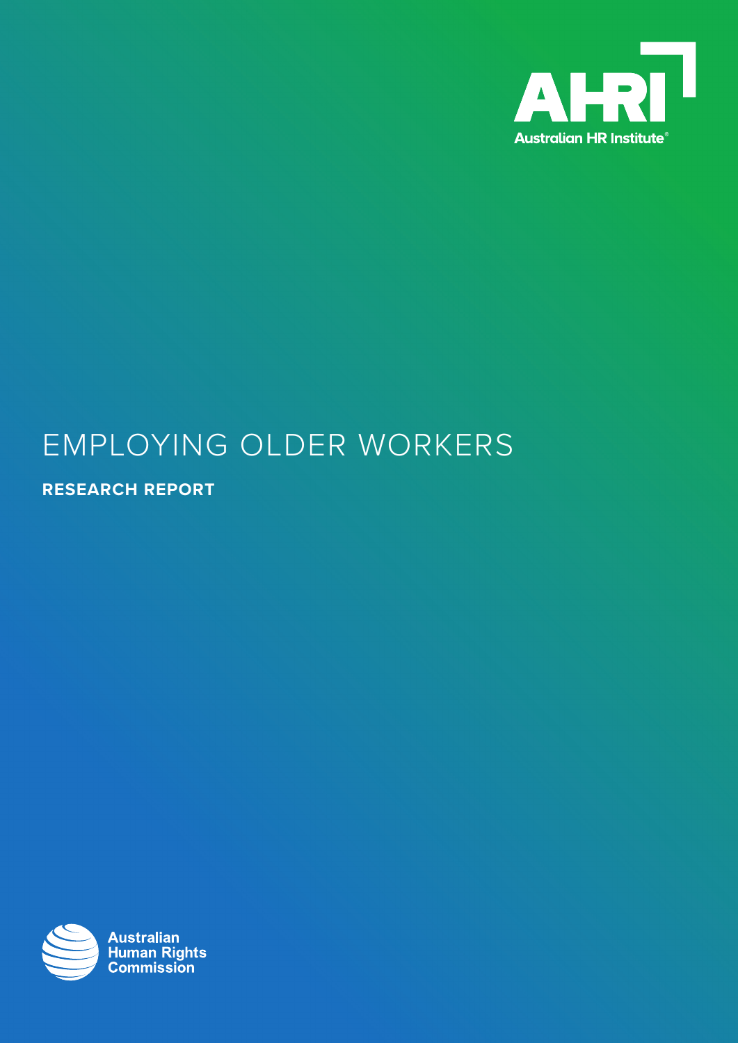AHRI

Australian HR Institute®

# EMPLOYING OLDER WORKERS

**RESEARCH REPORT**

Australian Human Rights Commission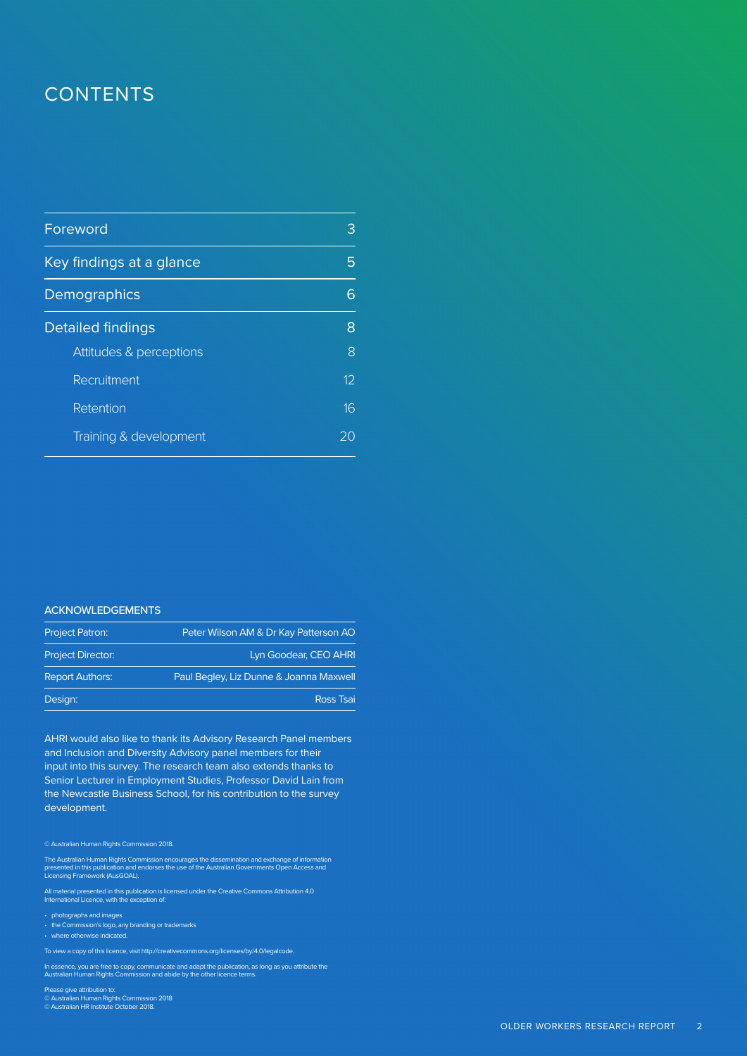# CONTENTS

| | |
|---|---|
| Foreword | 3 |
| Key findings at a glance | 5 |
| Demographics | 6 |
| Detailed findings | 8 |
| Attitudes & perceptions | 8 |
| Recruitment | 12 |
| Retention | 16 |
| Training & development | 20 |

### ACKNOWLEDGEMENTS

| | |
|---|---|
| Project Patron: | Peter Wilson AM & Dr Kay Patterson AO |
| Project Director: | Lyn Goodear, CEO AHRI |
| Report Authors: | Paul Begley, Liz Dunne & Joanna Maxwell |
| Design: | Ross Tsai |

AHRI would also like to thank its Advisory Research Panel members and Inclusion and Diversity Advisory panel members for their input into this survey. The research team also extends thanks to Senior Lecturer in Employment Studies, Professor David Lain from the Newcastle Business School, for his contribution to the survey development.

© Australian Human Rights Commission 2018.

The Australian Human Rights Commission encourages the dissemination and exchange of information presented in this publication and endorses the use of the Australian Governments Open Access and Licensing Framework (AusGOAL).

All material presented in this publication is licensed under the Creative Commons Attribution 4.0 International Licence, with the exception of:

- photographs and images
- the Commission's logo, any branding or trademarks
- where otherwise indicated.

To view a copy of this licence, visit http://creativecommons.org/licenses/by/4.0/legalcode.

In essence, you are free to copy, communicate and adapt the publication, as long as you attribute the Australian Human Rights Commission and abide by the other licence terms.

Please give attribution to:
© Australian Human Rights Commission 2018
© Australian HR Institute October 2018.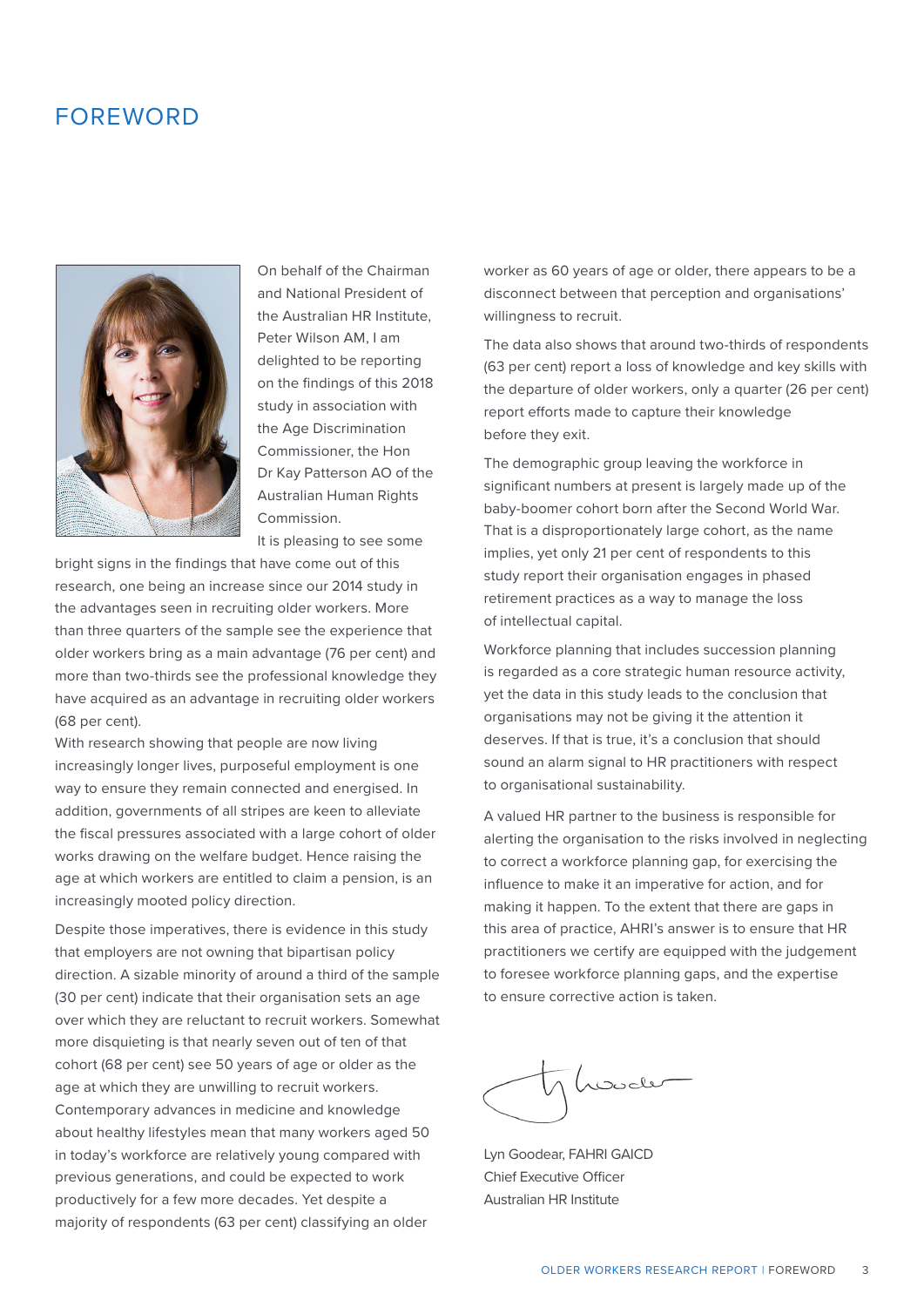# FOREWORD

On behalf of the Chairman and National President of the Australian HR Institute, Peter Wilson AM, I am delighted to be reporting on the findings of this 2018 study in association with the Age Discrimination Commissioner, the Hon Dr Kay Patterson AO of the Australian Human Rights Commission.

It is pleasing to see some bright signs in the findings that have come out of this research, one being an increase since our 2014 study in the advantages seen in recruiting older workers. More than three quarters of the sample see the experience that older workers bring as a main advantage (76 per cent) and more than two-thirds see the professional knowledge they have acquired as an advantage in recruiting older workers (68 per cent).

With research showing that people are now living increasingly longer lives, purposeful employment is one way to ensure they remain connected and energised. In addition, governments of all stripes are keen to alleviate the fiscal pressures associated with a large cohort of older works drawing on the welfare budget. Hence raising the age at which workers are entitled to claim a pension, is an increasingly mooted policy direction.

Despite those imperatives, there is evidence in this study that employers are not owning that bipartisan policy direction. A sizable minority of around a third of the sample (30 per cent) indicate that their organisation sets an age over which they are reluctant to recruit workers. Somewhat more disquieting is that nearly seven out of ten of that cohort (68 per cent) see 50 years of age or older as the age at which they are unwilling to recruit workers. Contemporary advances in medicine and knowledge about healthy lifestyles mean that many workers aged 50 in today's workforce are relatively young compared with previous generations, and could be expected to work productively for a few more decades. Yet despite a majority of respondents (63 per cent) classifying an older worker as 60 years of age or older, there appears to be a disconnect between that perception and organisations' willingness to recruit.

The data also shows that around two-thirds of respondents (63 per cent) report a loss of knowledge and key skills with the departure of older workers, only a quarter (26 per cent) report efforts made to capture their knowledge before they exit.

The demographic group leaving the workforce in significant numbers at present is largely made up of the baby-boomer cohort born after the Second World War. That is a disproportionately large cohort, as the name implies, yet only 21 per cent of respondents to this study report their organisation engages in phased retirement practices as a way to manage the loss of intellectual capital.

Workforce planning that includes succession planning is regarded as a core strategic human resource activity, yet the data in this study leads to the conclusion that organisations may not be giving it the attention it deserves. If that is true, it's a conclusion that should sound an alarm signal to HR practitioners with respect to organisational sustainability.

A valued HR partner to the business is responsible for alerting the organisation to the risks involved in neglecting to correct a workforce planning gap, for exercising the influence to make it an imperative for action, and for making it happen. To the extent that there are gaps in this area of practice, AHRI's answer is to ensure that HR practitioners we certify are equipped with the judgement to foresee workforce planning gaps, and the expertise to ensure corrective action is taken.

Lyn Goodear, FAHRI GAICD
Chief Executive Officer
Australian HR Institute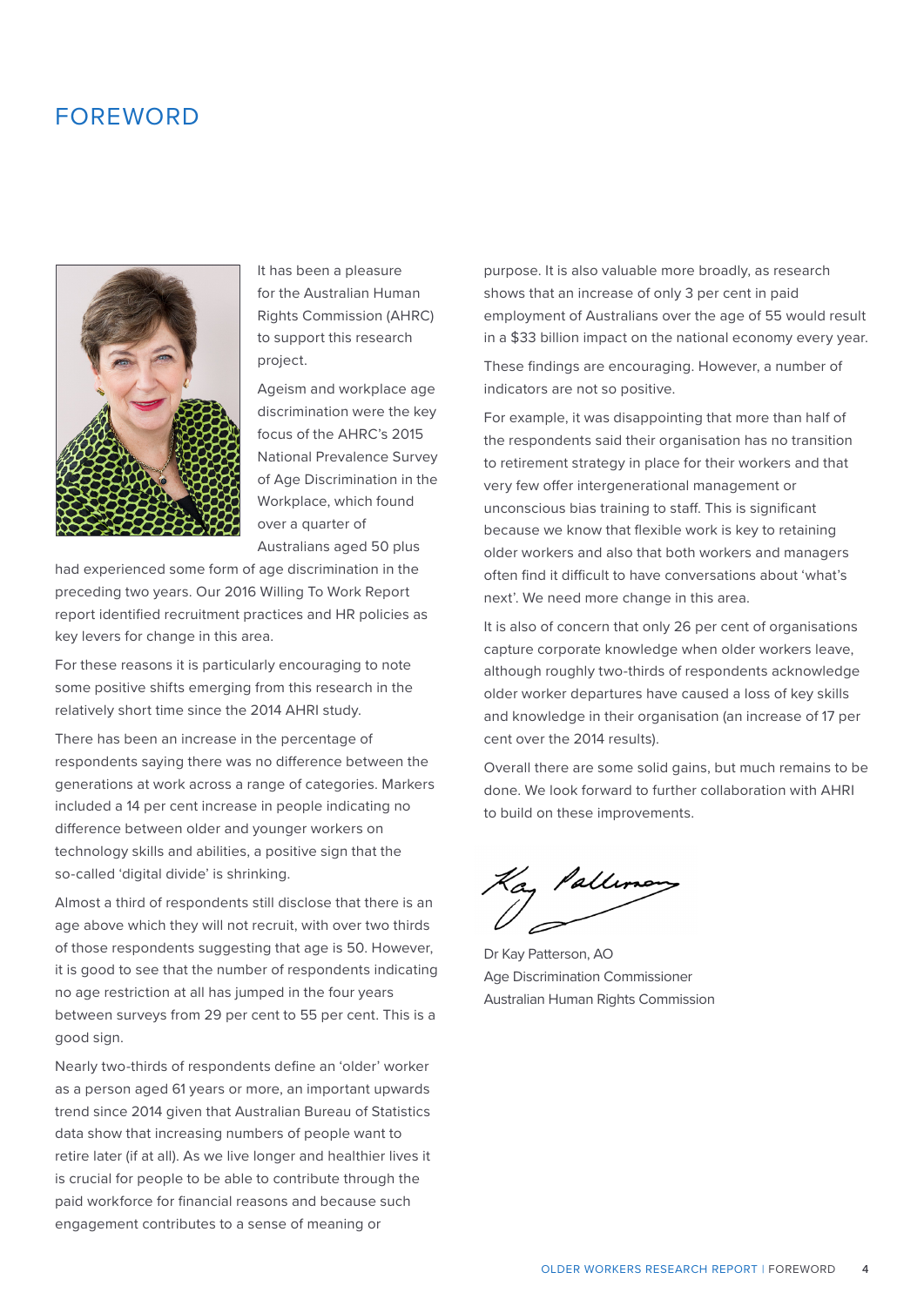# FOREWORD

It has been a pleasure for the Australian Human Rights Commission (AHRC) to support this research project.

Ageism and workplace age discrimination were the key focus of the AHRC's 2015 National Prevalence Survey of Age Discrimination in the Workplace, which found over a quarter of Australians aged 50 plus had experienced some form of age discrimination in the preceding two years. Our 2016 Willing To Work Report report identified recruitment practices and HR policies as key levers for change in this area.

For these reasons it is particularly encouraging to note some positive shifts emerging from this research in the relatively short time since the 2014 AHRI study.

There has been an increase in the percentage of respondents saying there was no difference between the generations at work across a range of categories. Markers included a 14 per cent increase in people indicating no difference between older and younger workers on technology skills and abilities, a positive sign that the so-called 'digital divide' is shrinking.

Almost a third of respondents still disclose that there is an age above which they will not recruit, with over two thirds of those respondents suggesting that age is 50. However, it is good to see that the number of respondents indicating no age restriction at all has jumped in the four years between surveys from 29 per cent to 55 per cent. This is a good sign.

Nearly two-thirds of respondents define an 'older' worker as a person aged 61 years or more, an important upwards trend since 2014 given that Australian Bureau of Statistics data show that increasing numbers of people want to retire later (if at all). As we live longer and healthier lives it is crucial for people to be able to contribute through the paid workforce for financial reasons and because such engagement contributes to a sense of meaning or purpose. It is also valuable more broadly, as research shows that an increase of only 3 per cent in paid employment of Australians over the age of 55 would result in a $33 billion impact on the national economy every year.

These findings are encouraging. However, a number of indicators are not so positive.

For example, it was disappointing that more than half of the respondents said their organisation has no transition to retirement strategy in place for their workers and that very few offer intergenerational management or unconscious bias training to staff. This is significant because we know that flexible work is key to retaining older workers and also that both workers and managers often find it difficult to have conversations about 'what's next'. We need more change in this area.

It is also of concern that only 26 per cent of organisations capture corporate knowledge when older workers leave, although roughly two-thirds of respondents acknowledge older worker departures have caused a loss of key skills and knowledge in their organisation (an increase of 17 per cent over the 2014 results).

Overall there are some solid gains, but much remains to be done. We look forward to further collaboration with AHRI to build on these improvements.

Dr Kay Patterson, AO  
Age Discrimination Commissioner  
Australian Human Rights Commission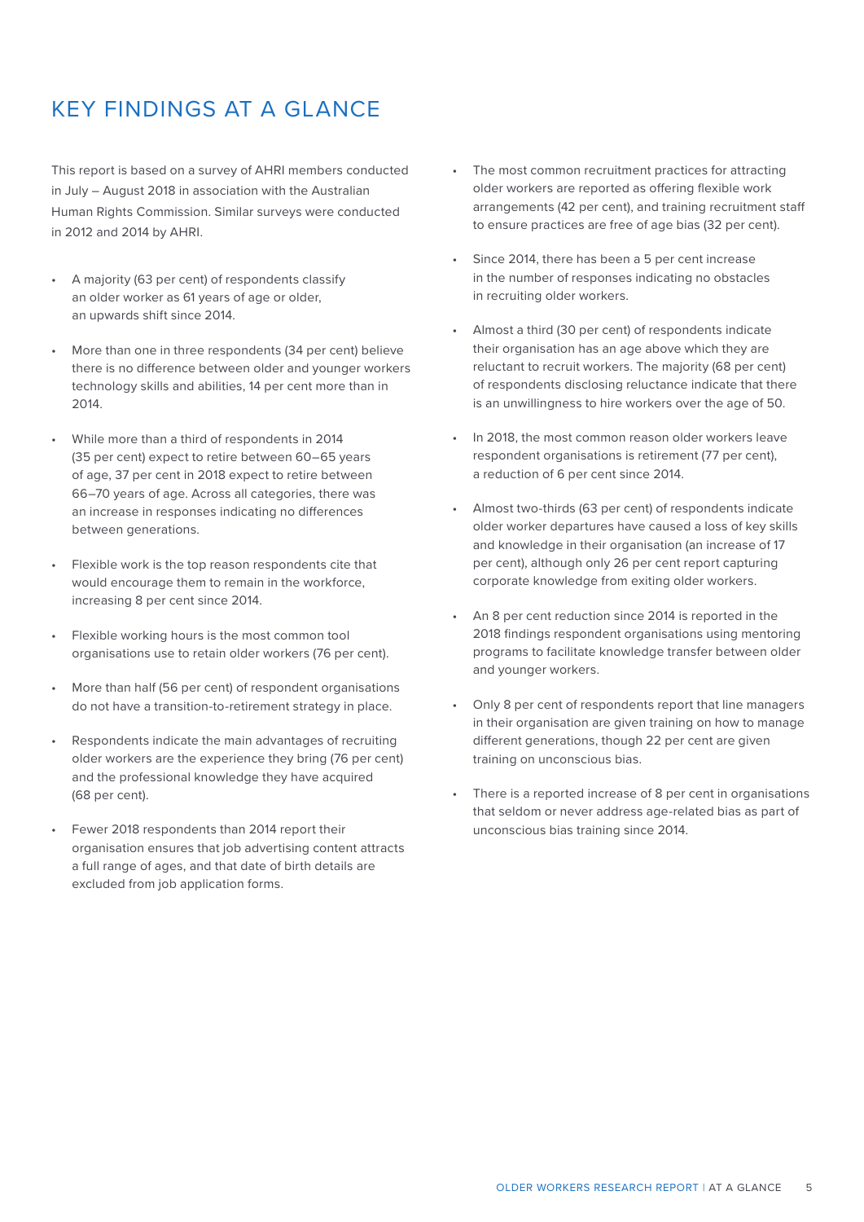# KEY FINDINGS AT A GLANCE

This report is based on a survey of AHRI members conducted in July – August 2018 in association with the Australian Human Rights Commission. Similar surveys were conducted in 2012 and 2014 by AHRI.

- A majority (63 per cent) of respondents classify an older worker as 61 years of age or older, an upwards shift since 2014.
- More than one in three respondents (34 per cent) believe there is no difference between older and younger workers technology skills and abilities, 14 per cent more than in 2014.
- While more than a third of respondents in 2014 (35 per cent) expect to retire between 60–65 years of age, 37 per cent in 2018 expect to retire between 66–70 years of age. Across all categories, there was an increase in responses indicating no differences between generations.
- Flexible work is the top reason respondents cite that would encourage them to remain in the workforce, increasing 8 per cent since 2014.
- Flexible working hours is the most common tool organisations use to retain older workers (76 per cent).
- More than half (56 per cent) of respondent organisations do not have a transition-to-retirement strategy in place.
- Respondents indicate the main advantages of recruiting older workers are the experience they bring (76 per cent) and the professional knowledge they have acquired (68 per cent).
- Fewer 2018 respondents than 2014 report their organisation ensures that job advertising content attracts a full range of ages, and that date of birth details are excluded from job application forms.
- The most common recruitment practices for attracting older workers are reported as offering flexible work arrangements (42 per cent), and training recruitment staff to ensure practices are free of age bias (32 per cent).
- Since 2014, there has been a 5 per cent increase in the number of responses indicating no obstacles in recruiting older workers.
- Almost a third (30 per cent) of respondents indicate their organisation has an age above which they are reluctant to recruit workers. The majority (68 per cent) of respondents disclosing reluctance indicate that there is an unwillingness to hire workers over the age of 50.
- In 2018, the most common reason older workers leave respondent organisations is retirement (77 per cent), a reduction of 6 per cent since 2014.
- Almost two-thirds (63 per cent) of respondents indicate older worker departures have caused a loss of key skills and knowledge in their organisation (an increase of 17 per cent), although only 26 per cent report capturing corporate knowledge from exiting older workers.
- An 8 per cent reduction since 2014 is reported in the 2018 findings respondent organisations using mentoring programs to facilitate knowledge transfer between older and younger workers.
- Only 8 per cent of respondents report that line managers in their organisation are given training on how to manage different generations, though 22 per cent are given training on unconscious bias.
- There is a reported increase of 8 per cent in organisations that seldom or never address age-related bias as part of unconscious bias training since 2014.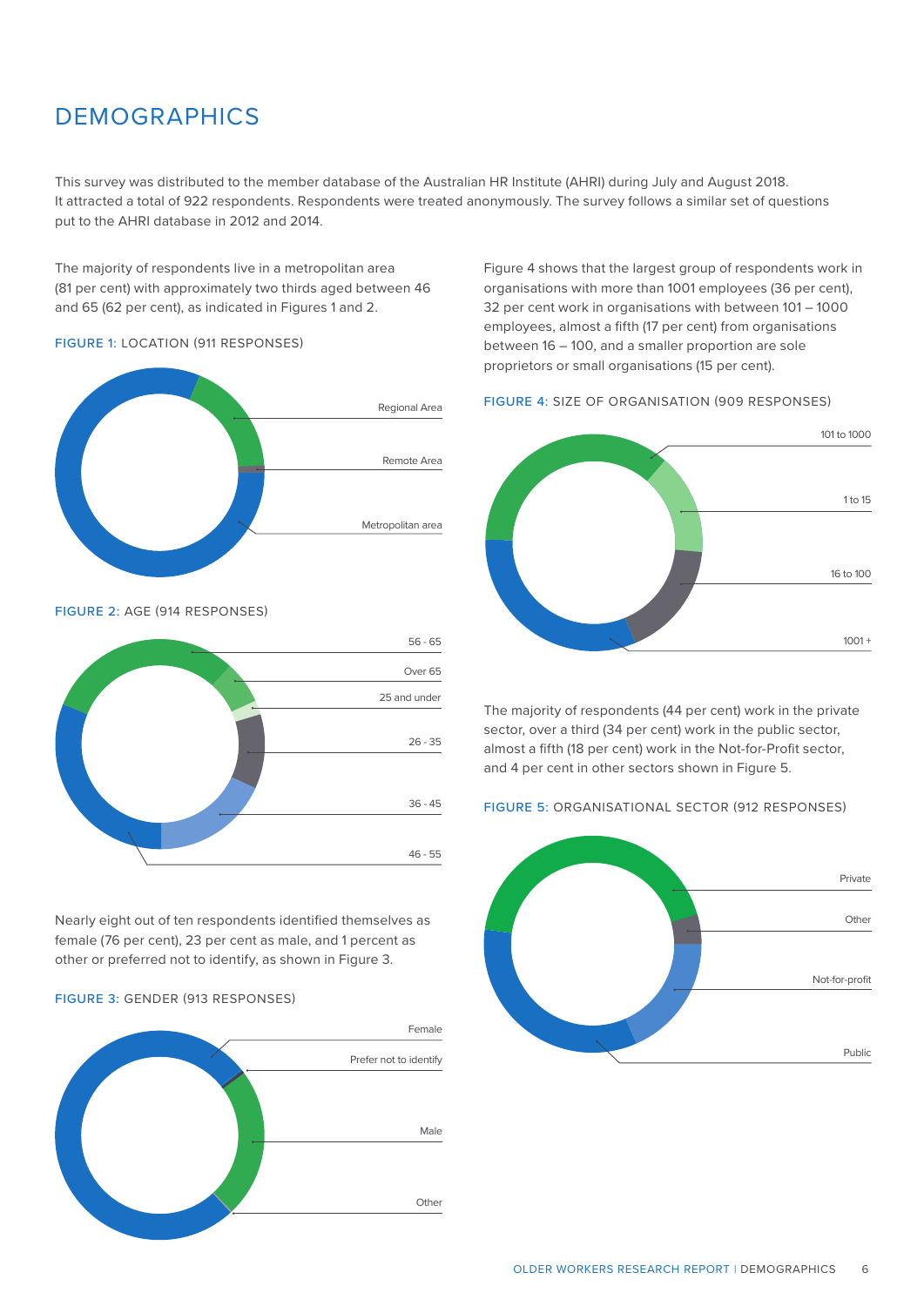# DEMOGRAPHICS

This survey was distributed to the member database of the Australian HR Institute (AHRI) during July and August 2018. It attracted a total of 922 respondents. Respondents were treated anonymously. The survey follows a similar set of questions put to the AHRI database in 2012 and 2014.

The majority of respondents live in a metropolitan area (81 per cent) with approximately two thirds aged between 46 and 65 (62 per cent), as indicated in Figures 1 and 2.

FIGURE 1: LOCATION (911 RESPONSES)

Regional Area
Remote Area
Metropolitan area

FIGURE 2: AGE (914 RESPONSES)

56 - 65
Over 65
25 and under
26 - 35
36 - 45
46 - 55

Nearly eight out of ten respondents identified themselves as female (76 per cent), 23 per cent as male, and 1 percent as other or preferred not to identify, as shown in Figure 3.

FIGURE 3: GENDER (913 RESPONSES)

Female
Prefer not to identify
Male
Other

Figure 4 shows that the largest group of respondents work in organisations with more than 1001 employees (36 per cent), 32 per cent work in organisations with between 101 – 1000 employees, almost a fifth (17 per cent) from organisations between 16 – 100, and a smaller proportion are sole proprietors or small organisations (15 per cent).

FIGURE 4: SIZE OF ORGANISATION (909 RESPONSES)

101 to 1000
1 to 15
16 to 100
1001 +

The majority of respondents (44 per cent) work in the private sector, over a third (34 per cent) work in the public sector, almost a fifth (18 per cent) work in the Not-for-Profit sector, and 4 per cent in other sectors shown in Figure 5.

FIGURE 5: ORGANISATIONAL SECTOR (912 RESPONSES)

Private
Other
Not-for-profit
Public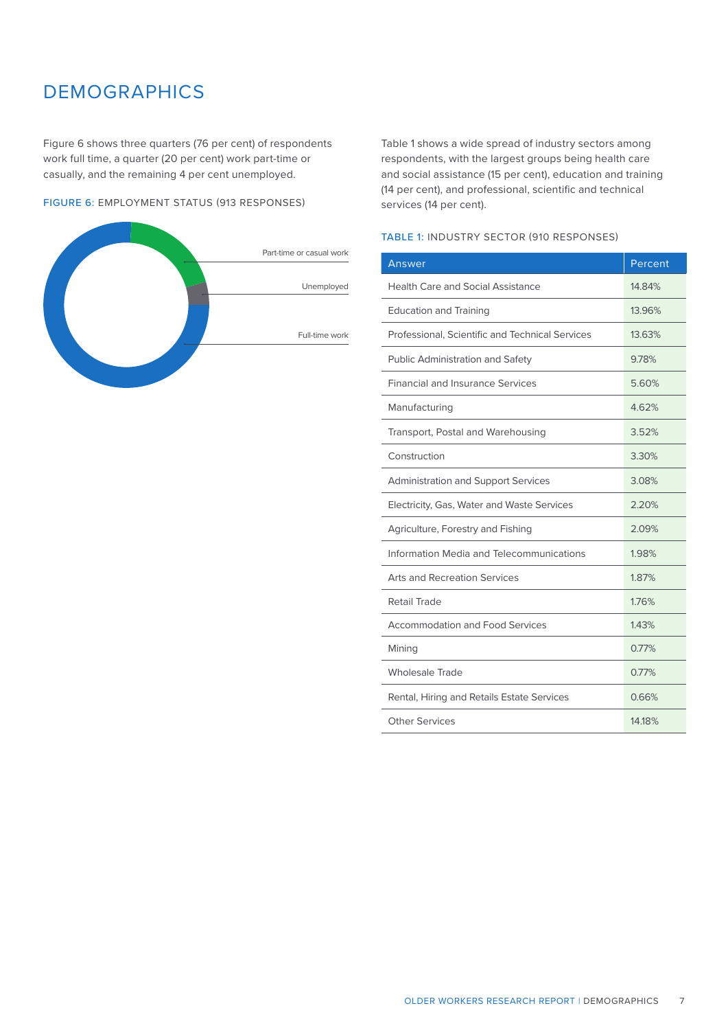# DEMOGRAPHICS

Figure 6 shows three quarters (76 per cent) of respondents work full time, a quarter (20 per cent) work part-time or casually, and the remaining 4 per cent unemployed.

FIGURE 6: EMPLOYMENT STATUS (913 RESPONSES)

Part-time or casual work

Unemployed

Full-time work

Table 1 shows a wide spread of industry sectors among respondents, with the largest groups being health care and social assistance (15 per cent), education and training (14 per cent), and professional, scientific and technical services (14 per cent).

TABLE 1: INDUSTRY SECTOR (910 RESPONSES)

| Answer | Percent |
|---|---|
| Health Care and Social Assistance | 14.84% |
| Education and Training | 13.96% |
| Professional, Scientific and Technical Services | 13.63% |
| Public Administration and Safety | 9.78% |
| Financial and Insurance Services | 5.60% |
| Manufacturing | 4.62% |
| Transport, Postal and Warehousing | 3.52% |
| Construction | 3.30% |
| Administration and Support Services | 3.08% |
| Electricity, Gas, Water and Waste Services | 2.20% |
| Agriculture, Forestry and Fishing | 2.09% |
| Information Media and Telecommunications | 1.98% |
| Arts and Recreation Services | 1.87% |
| Retail Trade | 1.76% |
| Accommodation and Food Services | 1.43% |
| Mining | 0.77% |
| Wholesale Trade | 0.77% |
| Rental, Hiring and Retails Estate Services | 0.66% |
| Other Services | 14.18% |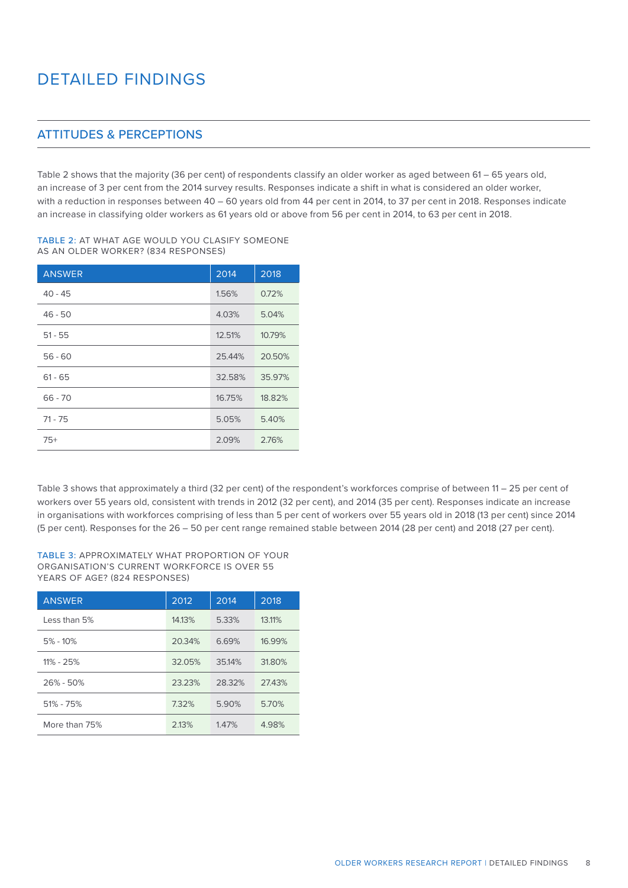# DETAILED FINDINGS

## ATTITUDES & PERCEPTIONS

Table 2 shows that the majority (36 per cent) of respondents classify an older worker as aged between 61 – 65 years old, an increase of 3 per cent from the 2014 survey results. Responses indicate a shift in what is considered an older worker, with a reduction in responses between 40 – 60 years old from 44 per cent in 2014, to 37 per cent in 2018. Responses indicate an increase in classifying older workers as 61 years old or above from 56 per cent in 2014, to 63 per cent in 2018.

TABLE 2: AT WHAT AGE WOULD YOU CLASIFY SOMEONE AS AN OLDER WORKER? (834 RESPONSES)

| ANSWER | 2014 | 2018 |
|---|---|---|
| 40 - 45 | 1.56% | 0.72% |
| 46 - 50 | 4.03% | 5.04% |
| 51 - 55 | 12.51% | 10.79% |
| 56 - 60 | 25.44% | 20.50% |
| 61 - 65 | 32.58% | 35.97% |
| 66 - 70 | 16.75% | 18.82% |
| 71 - 75 | 5.05% | 5.40% |
| 75+ | 2.09% | 2.76% |

Table 3 shows that approximately a third (32 per cent) of the respondent's workforces comprise of between 11 – 25 per cent of workers over 55 years old, consistent with trends in 2012 (32 per cent), and 2014 (35 per cent). Responses indicate an increase in organisations with workforces comprising of less than 5 per cent of workers over 55 years old in 2018 (13 per cent) since 2014 (5 per cent). Responses for the 26 – 50 per cent range remained stable between 2014 (28 per cent) and 2018 (27 per cent).

TABLE 3: APPROXIMATELY WHAT PROPORTION OF YOUR ORGANISATION'S CURRENT WORKFORCE IS OVER 55 YEARS OF AGE? (824 RESPONSES)

| ANSWER | 2012 | 2014 | 2018 |
|---|---|---|---|
| Less than 5% | 14.13% | 5.33% | 13.11% |
| 5% - 10% | 20.34% | 6.69% | 16.99% |
| 11% - 25% | 32.05% | 35.14% | 31.80% |
| 26% - 50% | 23.23% | 28.32% | 27.43% |
| 51% - 75% | 7.32% | 5.90% | 5.70% |
| More than 75% | 2.13% | 1.47% | 4.98% |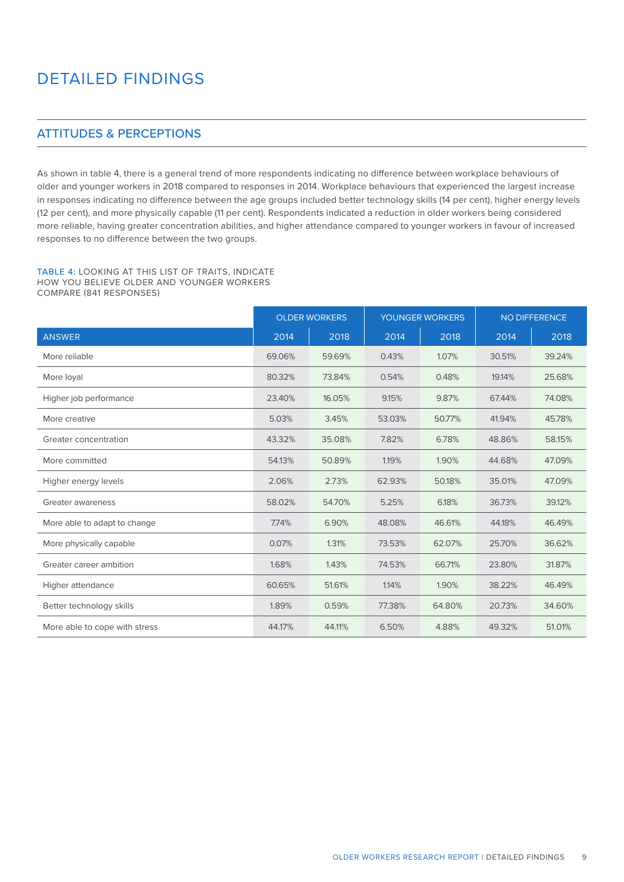# DETAILED FINDINGS

## ATTITUDES & PERCEPTIONS

As shown in table 4, there is a general trend of more respondents indicating no difference between workplace behaviours of older and younger workers in 2018 compared to responses in 2014. Workplace behaviours that experienced the largest increase in responses indicating no difference between the age groups included better technology skills (14 per cent), higher energy levels (12 per cent), and more physically capable (11 per cent). Respondents indicated a reduction in older workers being considered more reliable, having greater concentration abilities, and higher attendance compared to younger workers in favour of increased responses to no difference between the two groups.

TABLE 4: LOOKING AT THIS LIST OF TRAITS, INDICATE HOW YOU BELIEVE OLDER AND YOUNGER WORKERS COMPARE (841 RESPONSES)

| | OLDER WORKERS | | YOUNGER WORKERS | | NO DIFFERENCE | |
|---|---|---|---|---|---|---|
| ANSWER | 2014 | 2018 | 2014 | 2018 | 2014 | 2018 |
| More reliable | 69.06% | 59.69% | 0.43% | 1.07% | 30.51% | 39.24% |
| More loyal | 80.32% | 73.84% | 0.54% | 0.48% | 19.14% | 25.68% |
| Higher job performance | 23.40% | 16.05% | 9.15% | 9.87% | 67.44% | 74.08% |
| More creative | 5.03% | 3.45% | 53.03% | 50.77% | 41.94% | 45.78% |
| Greater concentration | 43.32% | 35.08% | 7.82% | 6.78% | 48.86% | 58.15% |
| More committed | 54.13% | 50.89% | 1.19% | 1.90% | 44.68% | 47.09% |
| Higher energy levels | 2.06% | 2.73% | 62.93% | 50.18% | 35.01% | 47.09% |
| Greater awareness | 58.02% | 54.70% | 5.25% | 6.18% | 36.73% | 39.12% |
| More able to adapt to change | 7.74% | 6.90% | 48.08% | 46.61% | 44.18% | 46.49% |
| More physically capable | 0.07% | 1.31% | 73.53% | 62.07% | 25.70% | 36.62% |
| Greater career ambition | 1.68% | 1.43% | 74.53% | 66.71% | 23.80% | 31.87% |
| Higher attendance | 60.65% | 51.61% | 1.14% | 1.90% | 38.22% | 46.49% |
| Better technology skills | 1.89% | 0.59% | 77.38% | 64.80% | 20.73% | 34.60% |
| More able to cope with stress | 44.17% | 44.11% | 6.50% | 4.88% | 49.32% | 51.01% |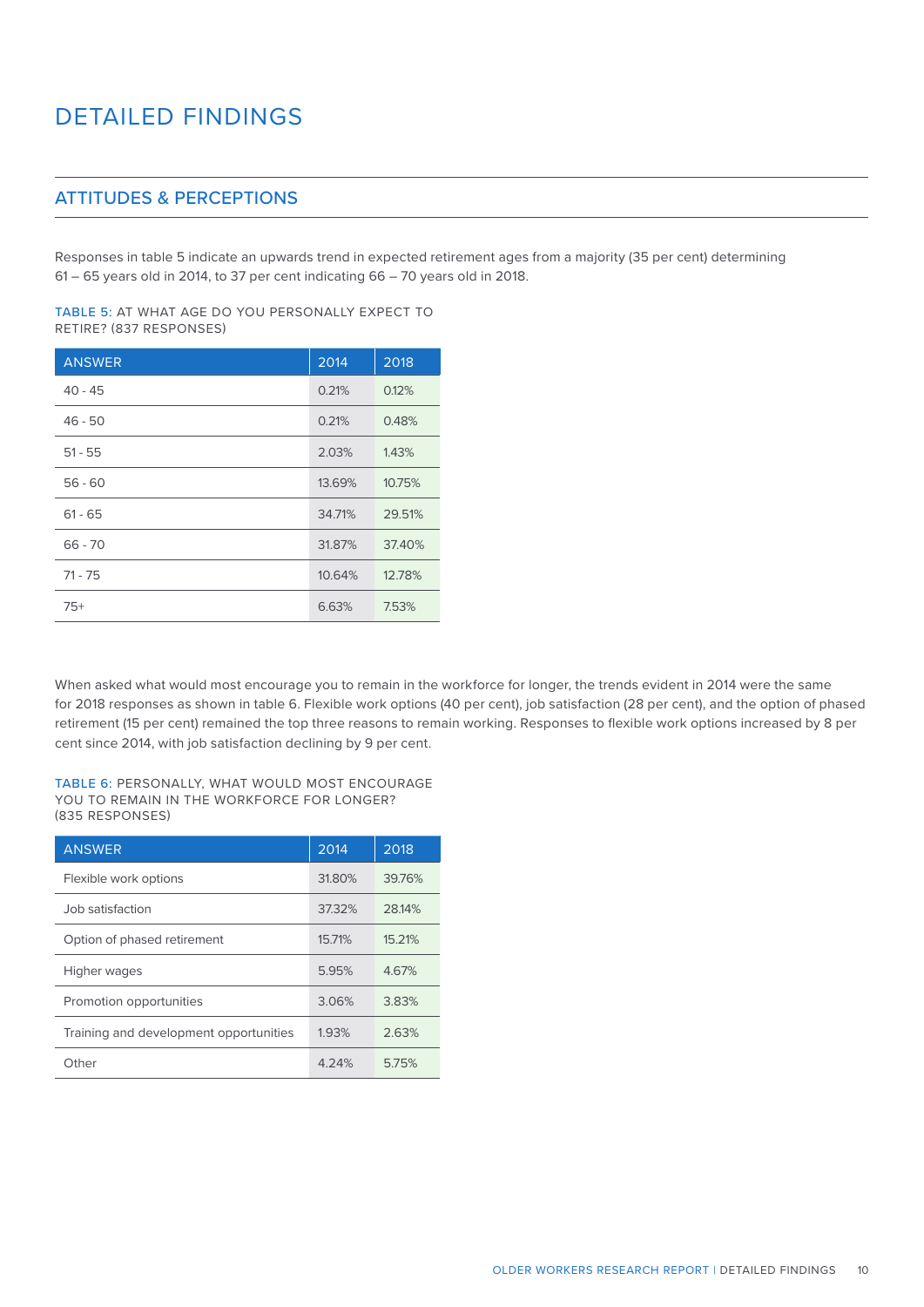# DETAILED FINDINGS

## ATTITUDES & PERCEPTIONS

Responses in table 5 indicate an upwards trend in expected retirement ages from a majority (35 per cent) determining 61 – 65 years old in 2014, to 37 per cent indicating 66 – 70 years old in 2018.

TABLE 5: AT WHAT AGE DO YOU PERSONALLY EXPECT TO RETIRE? (837 RESPONSES)

| ANSWER | 2014 | 2018 |
|---|---|---|
| 40 - 45 | 0.21% | 0.12% |
| 46 - 50 | 0.21% | 0.48% |
| 51 - 55 | 2.03% | 1.43% |
| 56 - 60 | 13.69% | 10.75% |
| 61 - 65 | 34.71% | 29.51% |
| 66 - 70 | 31.87% | 37.40% |
| 71 - 75 | 10.64% | 12.78% |
| 75+ | 6.63% | 7.53% |

When asked what would most encourage you to remain in the workforce for longer, the trends evident in 2014 were the same for 2018 responses as shown in table 6. Flexible work options (40 per cent), job satisfaction (28 per cent), and the option of phased retirement (15 per cent) remained the top three reasons to remain working. Responses to flexible work options increased by 8 per cent since 2014, with job satisfaction declining by 9 per cent.

TABLE 6: PERSONALLY, WHAT WOULD MOST ENCOURAGE YOU TO REMAIN IN THE WORKFORCE FOR LONGER? (835 RESPONSES)

| ANSWER | 2014 | 2018 |
|---|---|---|
| Flexible work options | 31.80% | 39.76% |
| Job satisfaction | 37.32% | 28.14% |
| Option of phased retirement | 15.71% | 15.21% |
| Higher wages | 5.95% | 4.67% |
| Promotion opportunities | 3.06% | 3.83% |
| Training and development opportunities | 1.93% | 2.63% |
| Other | 4.24% | 5.75% |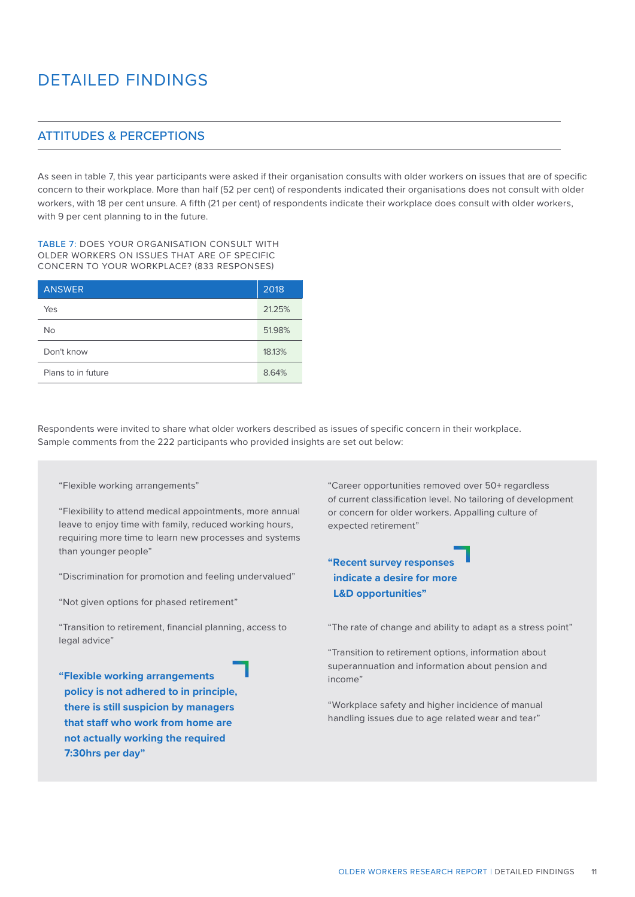# DETAILED FINDINGS

## ATTITUDES & PERCEPTIONS

As seen in table 7, this year participants were asked if their organisation consults with older workers on issues that are of specific concern to their workplace. More than half (52 per cent) of respondents indicated their organisations does not consult with older workers, with 18 per cent unsure. A fifth (21 per cent) of respondents indicate their workplace does consult with older workers, with 9 per cent planning to in the future.

TABLE 7: DOES YOUR ORGANISATION CONSULT WITH OLDER WORKERS ON ISSUES THAT ARE OF SPECIFIC CONCERN TO YOUR WORKPLACE? (833 RESPONSES)

| ANSWER | 2018 |
|---|---|
| Yes | 21.25% |
| No | 51.98% |
| Don't know | 18.13% |
| Plans to in future | 8.64% |

Respondents were invited to share what older workers described as issues of specific concern in their workplace. Sample comments from the 222 participants who provided insights are set out below:

"Flexible working arrangements"

"Flexibility to attend medical appointments, more annual leave to enjoy time with family, reduced working hours, requiring more time to learn new processes and systems than younger people"

"Discrimination for promotion and feeling undervalued"

"Not given options for phased retirement"

"Transition to retirement, financial planning, access to legal advice"

**"Flexible working arrangements policy is not adhered to in principle, there is still suspicion by managers that staff who work from home are not actually working the required 7:30hrs per day"**

"Career opportunities removed over 50+ regardless of current classification level. No tailoring of development or concern for older workers. Appalling culture of expected retirement"

**"Recent survey responses indicate a desire for more L&D opportunities"**

"The rate of change and ability to adapt as a stress point"

"Transition to retirement options, information about superannuation and information about pension and income"

"Workplace safety and higher incidence of manual handling issues due to age related wear and tear"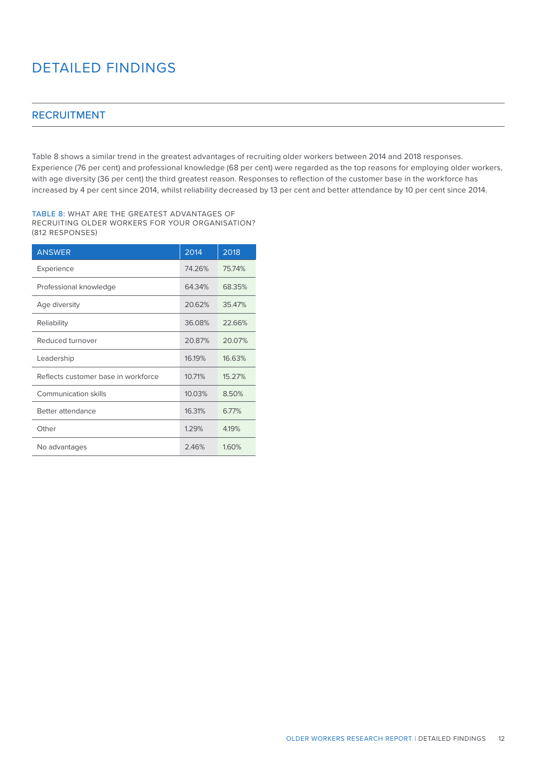# DETAILED FINDINGS

## RECRUITMENT

Table 8 shows a similar trend in the greatest advantages of recruiting older workers between 2014 and 2018 responses. Experience (76 per cent) and professional knowledge (68 per cent) were regarded as the top reasons for employing older workers, with age diversity (36 per cent) the third greatest reason. Responses to reflection of the customer base in the workforce has increased by 4 per cent since 2014, whilst reliability decreased by 13 per cent and better attendance by 10 per cent since 2014.

TABLE 8: WHAT ARE THE GREATEST ADVANTAGES OF RECRUITING OLDER WORKERS FOR YOUR ORGANISATION? (812 RESPONSES)

| ANSWER | 2014 | 2018 |
|---|---|---|
| Experience | 74.26% | 75.74% |
| Professional knowledge | 64.34% | 68.35% |
| Age diversity | 20.62% | 35.47% |
| Reliability | 36.08% | 22.66% |
| Reduced turnover | 20.87% | 20.07% |
| Leadership | 16.19% | 16.63% |
| Reflects customer base in workforce | 10.71% | 15.27% |
| Communication skills | 10.03% | 8.50% |
| Better attendance | 16.31% | 6.77% |
| Other | 1.29% | 4.19% |
| No advantages | 2.46% | 1.60% |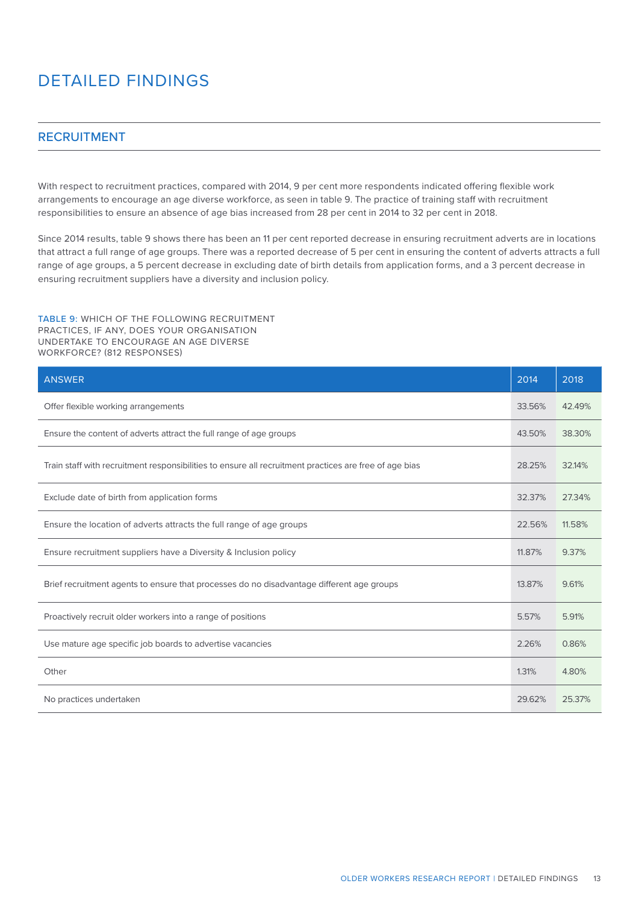# DETAILED FINDINGS

## RECRUITMENT

With respect to recruitment practices, compared with 2014, 9 per cent more respondents indicated offering flexible work arrangements to encourage an age diverse workforce, as seen in table 9. The practice of training staff with recruitment responsibilities to ensure an absence of age bias increased from 28 per cent in 2014 to 32 per cent in 2018.

Since 2014 results, table 9 shows there has been an 11 per cent reported decrease in ensuring recruitment adverts are in locations that attract a full range of age groups. There was a reported decrease of 5 per cent in ensuring the content of adverts attracts a full range of age groups, a 5 percent decrease in excluding date of birth details from application forms, and a 3 percent decrease in ensuring recruitment suppliers have a diversity and inclusion policy.

TABLE 9: WHICH OF THE FOLLOWING RECRUITMENT PRACTICES, IF ANY, DOES YOUR ORGANISATION UNDERTAKE TO ENCOURAGE AN AGE DIVERSE WORKFORCE? (812 RESPONSES)

| ANSWER | 2014 | 2018 |
|---|---|---|
| Offer flexible working arrangements | 33.56% | 42.49% |
| Ensure the content of adverts attract the full range of age groups | 43.50% | 38.30% |
| Train staff with recruitment responsibilities to ensure all recruitment practices are free of age bias | 28.25% | 32.14% |
| Exclude date of birth from application forms | 32.37% | 27.34% |
| Ensure the location of adverts attracts the full range of age groups | 22.56% | 11.58% |
| Ensure recruitment suppliers have a Diversity & Inclusion policy | 11.87% | 9.37% |
| Brief recruitment agents to ensure that processes do no disadvantage different age groups | 13.87% | 9.61% |
| Proactively recruit older workers into a range of positions | 5.57% | 5.91% |
| Use mature age specific job boards to advertise vacancies | 2.26% | 0.86% |
| Other | 1.31% | 4.80% |
| No practices undertaken | 29.62% | 25.37% |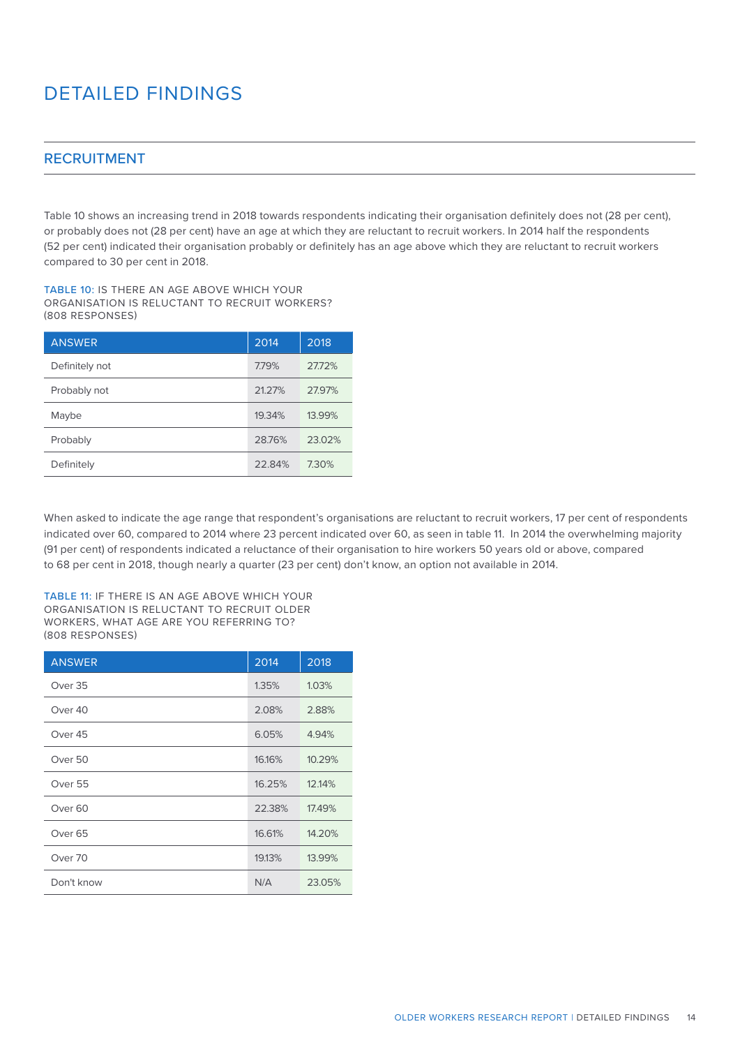# DETAILED FINDINGS

## RECRUITMENT

Table 10 shows an increasing trend in 2018 towards respondents indicating their organisation definitely does not (28 per cent), or probably does not (28 per cent) have an age at which they are reluctant to recruit workers. In 2014 half the respondents (52 per cent) indicated their organisation probably or definitely has an age above which they are reluctant to recruit workers compared to 30 per cent in 2018.

TABLE 10: IS THERE AN AGE ABOVE WHICH YOUR ORGANISATION IS RELUCTANT TO RECRUIT WORKERS? (808 RESPONSES)

| ANSWER | 2014 | 2018 |
|---|---|---|
| Definitely not | 7.79% | 27.72% |
| Probably not | 21.27% | 27.97% |
| Maybe | 19.34% | 13.99% |
| Probably | 28.76% | 23.02% |
| Definitely | 22.84% | 7.30% |

When asked to indicate the age range that respondent's organisations are reluctant to recruit workers, 17 per cent of respondents indicated over 60, compared to 2014 where 23 percent indicated over 60, as seen in table 11. In 2014 the overwhelming majority (91 per cent) of respondents indicated a reluctance of their organisation to hire workers 50 years old or above, compared to 68 per cent in 2018, though nearly a quarter (23 per cent) don't know, an option not available in 2014.

TABLE 11: IF THERE IS AN AGE ABOVE WHICH YOUR ORGANISATION IS RELUCTANT TO RECRUIT OLDER WORKERS, WHAT AGE ARE YOU REFERRING TO? (808 RESPONSES)

| ANSWER | 2014 | 2018 |
|---|---|---|
| Over 35 | 1.35% | 1.03% |
| Over 40 | 2.08% | 2.88% |
| Over 45 | 6.05% | 4.94% |
| Over 50 | 16.16% | 10.29% |
| Over 55 | 16.25% | 12.14% |
| Over 60 | 22.38% | 17.49% |
| Over 65 | 16.61% | 14.20% |
| Over 70 | 19.13% | 13.99% |
| Don't know | N/A | 23.05% |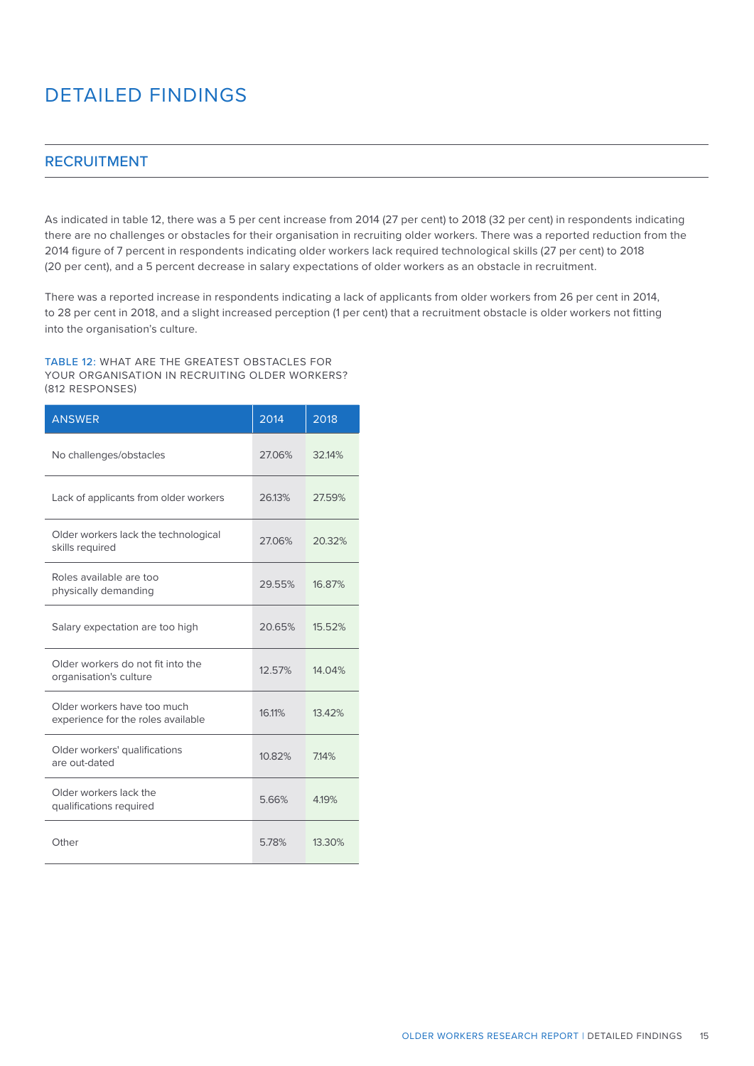# DETAILED FINDINGS

## RECRUITMENT

As indicated in table 12, there was a 5 per cent increase from 2014 (27 per cent) to 2018 (32 per cent) in respondents indicating there are no challenges or obstacles for their organisation in recruiting older workers. There was a reported reduction from the 2014 figure of 7 percent in respondents indicating older workers lack required technological skills (27 per cent) to 2018 (20 per cent), and a 5 percent decrease in salary expectations of older workers as an obstacle in recruitment.

There was a reported increase in respondents indicating a lack of applicants from older workers from 26 per cent in 2014, to 28 per cent in 2018, and a slight increased perception (1 per cent) that a recruitment obstacle is older workers not fitting into the organisation's culture.

TABLE 12: WHAT ARE THE GREATEST OBSTACLES FOR YOUR ORGANISATION IN RECRUITING OLDER WORKERS? (812 RESPONSES)

| ANSWER | 2014 | 2018 |
|---|---|---|
| No challenges/obstacles | 27.06% | 32.14% |
| Lack of applicants from older workers | 26.13% | 27.59% |
| Older workers lack the technological skills required | 27.06% | 20.32% |
| Roles available are too physically demanding | 29.55% | 16.87% |
| Salary expectation are too high | 20.65% | 15.52% |
| Older workers do not fit into the organisation's culture | 12.57% | 14.04% |
| Older workers have too much experience for the roles available | 16.11% | 13.42% |
| Older workers' qualifications are out-dated | 10.82% | 7.14% |
| Older workers lack the qualifications required | 5.66% | 4.19% |
| Other | 5.78% | 13.30% |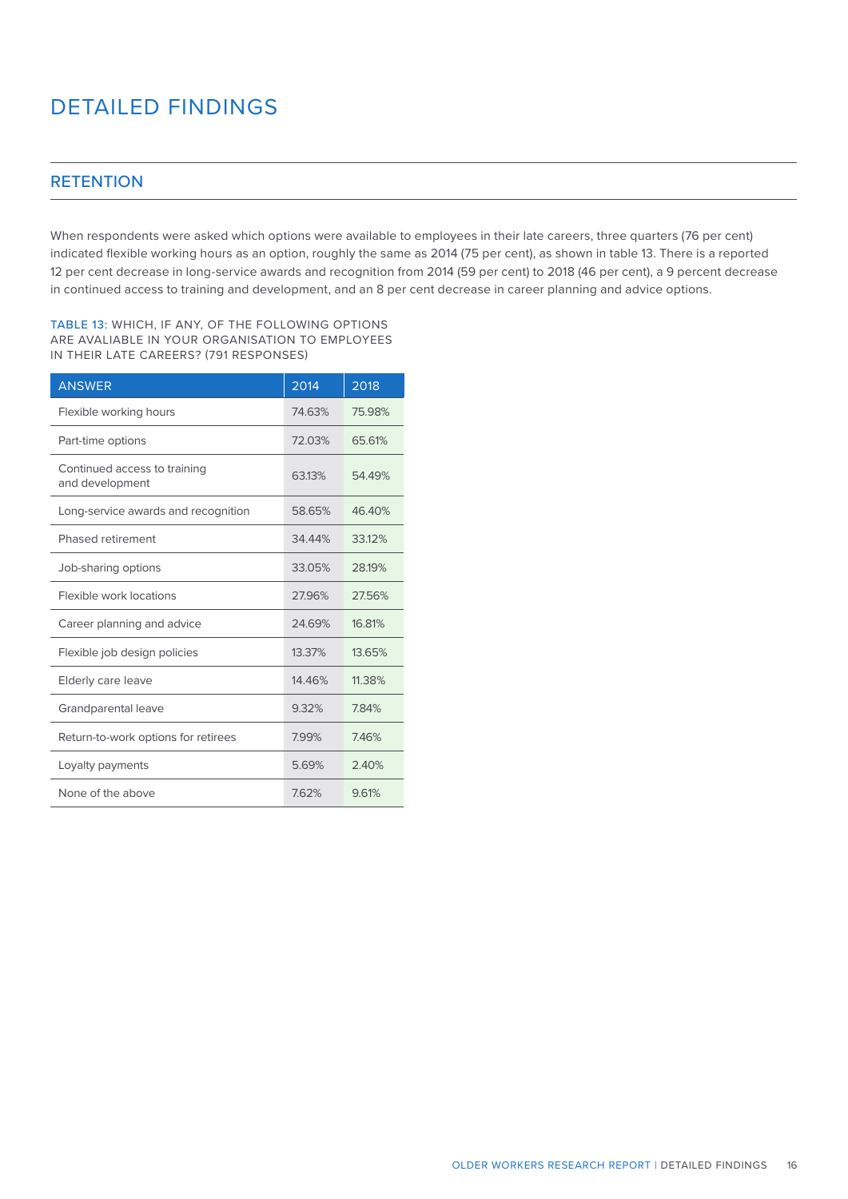# DETAILED FINDINGS

## RETENTION

When respondents were asked which options were available to employees in their late careers, three quarters (76 per cent) indicated flexible working hours as an option, roughly the same as 2014 (75 per cent), as shown in table 13. There is a reported 12 per cent decrease in long-service awards and recognition from 2014 (59 per cent) to 2018 (46 per cent), a 9 percent decrease in continued access to training and development, and an 8 per cent decrease in career planning and advice options.

TABLE 13: WHICH, IF ANY, OF THE FOLLOWING OPTIONS ARE AVALIABLE IN YOUR ORGANISATION TO EMPLOYEES IN THEIR LATE CAREERS? (791 RESPONSES)

| ANSWER | 2014 | 2018 |
|---|---|---|
| Flexible working hours | 74.63% | 75.98% |
| Part-time options | 72.03% | 65.61% |
| Continued access to training and development | 63.13% | 54.49% |
| Long-service awards and recognition | 58.65% | 46.40% |
| Phased retirement | 34.44% | 33.12% |
| Job-sharing options | 33.05% | 28.19% |
| Flexible work locations | 27.96% | 27.56% |
| Career planning and advice | 24.69% | 16.81% |
| Flexible job design policies | 13.37% | 13.65% |
| Elderly care leave | 14.46% | 11.38% |
| Grandparental leave | 9.32% | 7.84% |
| Return-to-work options for retirees | 7.99% | 7.46% |
| Loyalty payments | 5.69% | 2.40% |
| None of the above | 7.62% | 9.61% |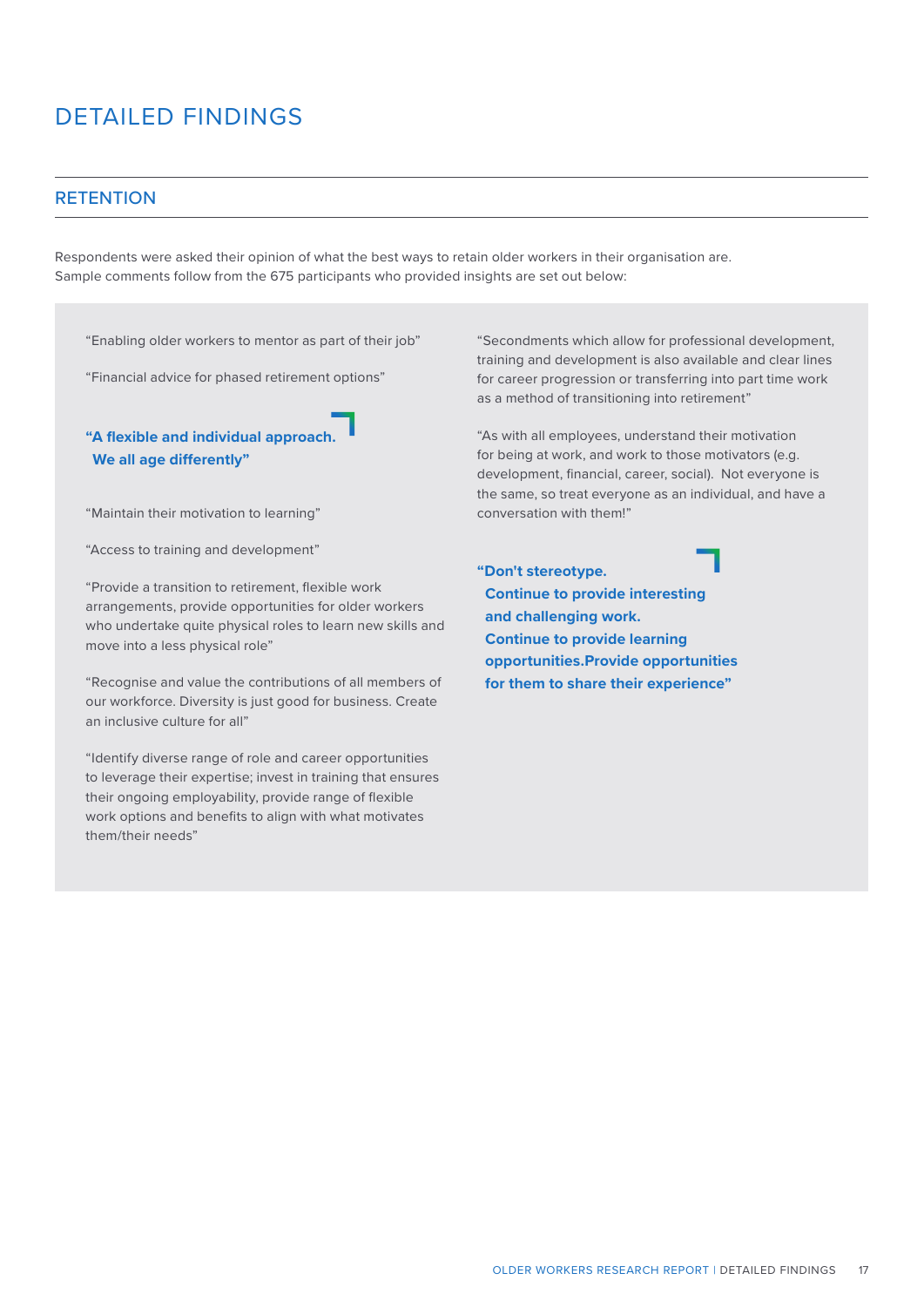# DETAILED FINDINGS

## RETENTION

Respondents were asked their opinion of what the best ways to retain older workers in their organisation are. Sample comments follow from the 675 participants who provided insights are set out below:

"Enabling older workers to mentor as part of their job"

"Financial advice for phased retirement options"

**"A flexible and individual approach. We all age differently"**

"Maintain their motivation to learning"

"Access to training and development"

"Provide a transition to retirement, flexible work arrangements, provide opportunities for older workers who undertake quite physical roles to learn new skills and move into a less physical role"

"Recognise and value the contributions of all members of our workforce. Diversity is just good for business. Create an inclusive culture for all"

"Identify diverse range of role and career opportunities to leverage their expertise; invest in training that ensures their ongoing employability, provide range of flexible work options and benefits to align with what motivates them/their needs"

"Secondments which allow for professional development, training and development is also available and clear lines for career progression or transferring into part time work as a method of transitioning into retirement"

"As with all employees, understand their motivation for being at work, and work to those motivators (e.g. development, financial, career, social). Not everyone is the same, so treat everyone as an individual, and have a conversation with them!"

**"Don't stereotype. Continue to provide interesting and challenging work. Continue to provide learning opportunities.Provide opportunities for them to share their experience"**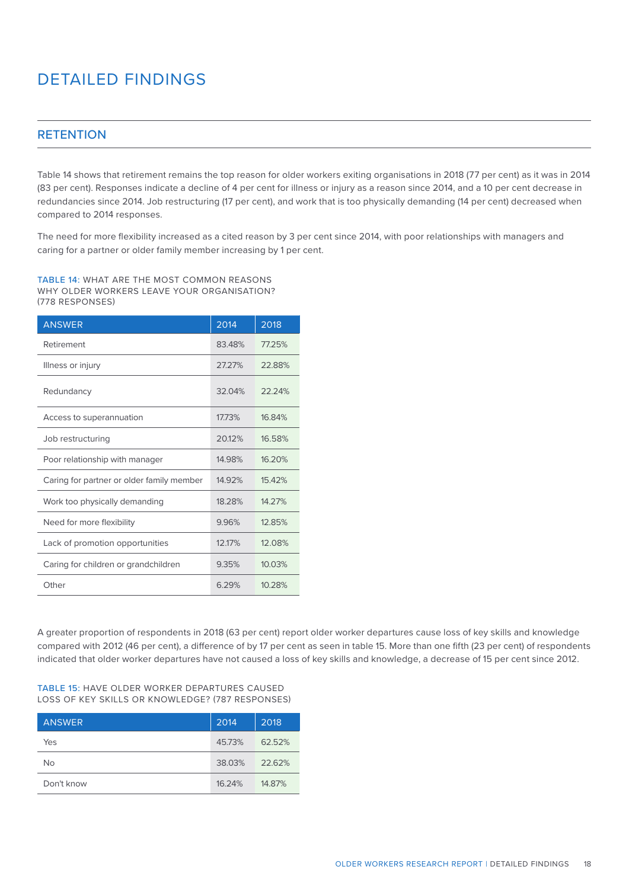# DETAILED FINDINGS

## RETENTION

Table 14 shows that retirement remains the top reason for older workers exiting organisations in 2018 (77 per cent) as it was in 2014 (83 per cent). Responses indicate a decline of 4 per cent for illness or injury as a reason since 2014, and a 10 per cent decrease in redundancies since 2014. Job restructuring (17 per cent), and work that is too physically demanding (14 per cent) decreased when compared to 2014 responses.

The need for more flexibility increased as a cited reason by 3 per cent since 2014, with poor relationships with managers and caring for a partner or older family member increasing by 1 per cent.

TABLE 14: WHAT ARE THE MOST COMMON REASONS WHY OLDER WORKERS LEAVE YOUR ORGANISATION? (778 RESPONSES)

| ANSWER | 2014 | 2018 |
|---|---|---|
| Retirement | 83.48% | 77.25% |
| Illness or injury | 27.27% | 22.88% |
| Redundancy | 32.04% | 22.24% |
| Access to superannuation | 17.73% | 16.84% |
| Job restructuring | 20.12% | 16.58% |
| Poor relationship with manager | 14.98% | 16.20% |
| Caring for partner or older family member | 14.92% | 15.42% |
| Work too physically demanding | 18.28% | 14.27% |
| Need for more flexibility | 9.96% | 12.85% |
| Lack of promotion opportunities | 12.17% | 12.08% |
| Caring for children or grandchildren | 9.35% | 10.03% |
| Other | 6.29% | 10.28% |

A greater proportion of respondents in 2018 (63 per cent) report older worker departures cause loss of key skills and knowledge compared with 2012 (46 per cent), a difference of by 17 per cent as seen in table 15. More than one fifth (23 per cent) of respondents indicated that older worker departures have not caused a loss of key skills and knowledge, a decrease of 15 per cent since 2012.

TABLE 15: HAVE OLDER WORKER DEPARTURES CAUSED LOSS OF KEY SKILLS OR KNOWLEDGE? (787 RESPONSES)

| ANSWER | 2014 | 2018 |
|---|---|---|
| Yes | 45.73% | 62.52% |
| No | 38.03% | 22.62% |
| Don't know | 16.24% | 14.87% |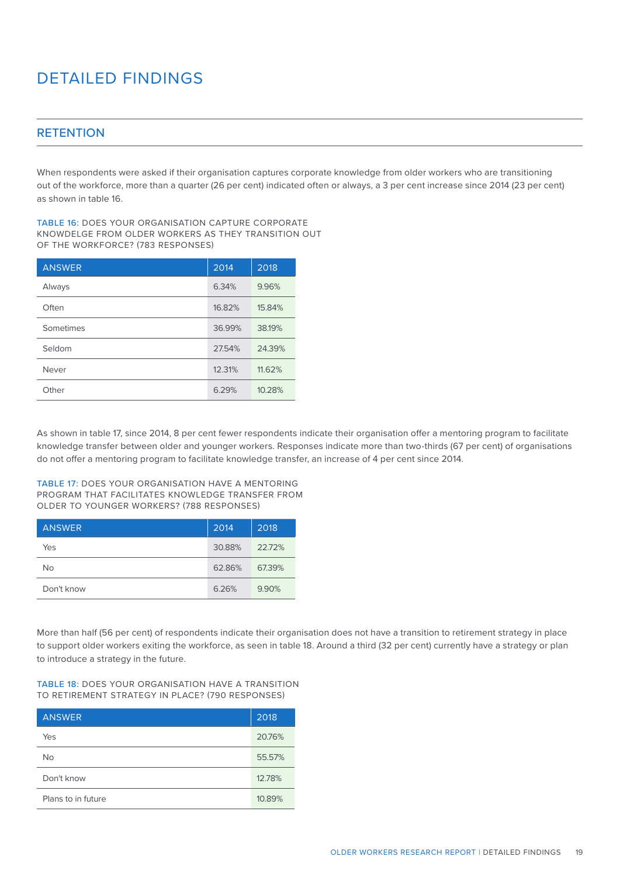# DETAILED FINDINGS

## RETENTION

When respondents were asked if their organisation captures corporate knowledge from older workers who are transitioning out of the workforce, more than a quarter (26 per cent) indicated often or always, a 3 per cent increase since 2014 (23 per cent) as shown in table 16.

TABLE 16: DOES YOUR ORGANISATION CAPTURE CORPORATE KNOWDELGE FROM OLDER WORKERS AS THEY TRANSITION OUT OF THE WORKFORCE? (783 RESPONSES)

| ANSWER | 2014 | 2018 |
|---|---|---|
| Always | 6.34% | 9.96% |
| Often | 16.82% | 15.84% |
| Sometimes | 36.99% | 38.19% |
| Seldom | 27.54% | 24.39% |
| Never | 12.31% | 11.62% |
| Other | 6.29% | 10.28% |

As shown in table 17, since 2014, 8 per cent fewer respondents indicate their organisation offer a mentoring program to facilitate knowledge transfer between older and younger workers. Responses indicate more than two-thirds (67 per cent) of organisations do not offer a mentoring program to facilitate knowledge transfer, an increase of 4 per cent since 2014.

TABLE 17: DOES YOUR ORGANISATION HAVE A MENTORING PROGRAM THAT FACILITATES KNOWLEDGE TRANSFER FROM OLDER TO YOUNGER WORKERS? (788 RESPONSES)

| ANSWER | 2014 | 2018 |
|---|---|---|
| Yes | 30.88% | 22.72% |
| No | 62.86% | 67.39% |
| Don't know | 6.26% | 9.90% |

More than half (56 per cent) of respondents indicate their organisation does not have a transition to retirement strategy in place to support older workers exiting the workforce, as seen in table 18. Around a third (32 per cent) currently have a strategy or plan to introduce a strategy in the future.

TABLE 18: DOES YOUR ORGANISATION HAVE A TRANSITION TO RETIREMENT STRATEGY IN PLACE? (790 RESPONSES)

| ANSWER | 2018 |
|---|---|
| Yes | 20.76% |
| No | 55.57% |
| Don't know | 12.78% |
| Plans to in future | 10.89% |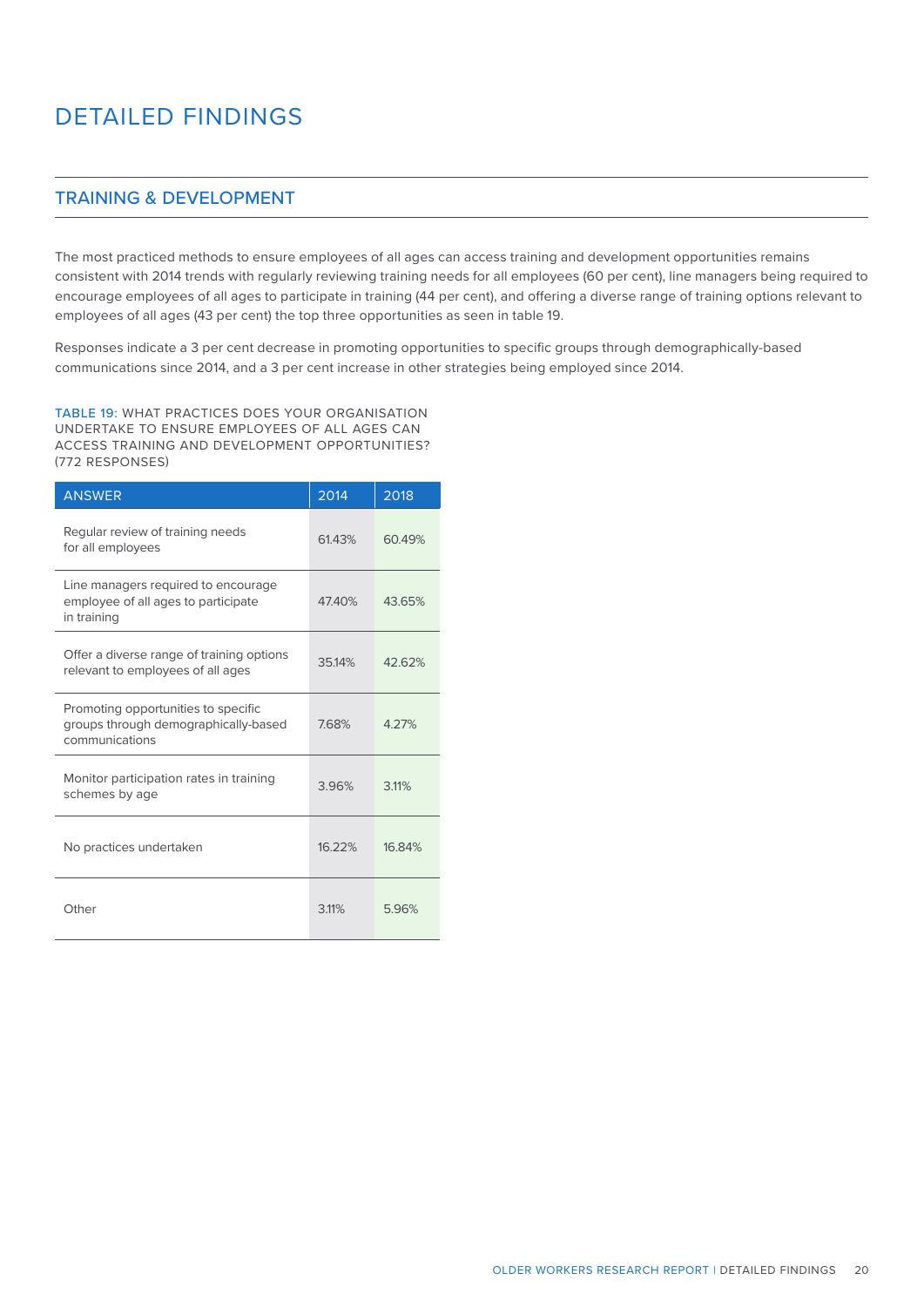# DETAILED FINDINGS

## TRAINING & DEVELOPMENT

The most practiced methods to ensure employees of all ages can access training and development opportunities remains consistent with 2014 trends with regularly reviewing training needs for all employees (60 per cent), line managers being required to encourage employees of all ages to participate in training (44 per cent), and offering a diverse range of training options relevant to employees of all ages (43 per cent) the top three opportunities as seen in table 19.

Responses indicate a 3 per cent decrease in promoting opportunities to specific groups through demographically-based communications since 2014, and a 3 per cent increase in other strategies being employed since 2014.

TABLE 19: WHAT PRACTICES DOES YOUR ORGANISATION UNDERTAKE TO ENSURE EMPLOYEES OF ALL AGES CAN ACCESS TRAINING AND DEVELOPMENT OPPORTUNITIES? (772 RESPONSES)

| ANSWER | 2014 | 2018 |
|---|---|---|
| Regular review of training needs for all employees | 61.43% | 60.49% |
| Line managers required to encourage employee of all ages to participate in training | 47.40% | 43.65% |
| Offer a diverse range of training options relevant to employees of all ages | 35.14% | 42.62% |
| Promoting opportunities to specific groups through demographically-based communications | 7.68% | 4.27% |
| Monitor participation rates in training schemes by age | 3.96% | 3.11% |
| No practices undertaken | 16.22% | 16.84% |
| Other | 3.11% | 5.96% |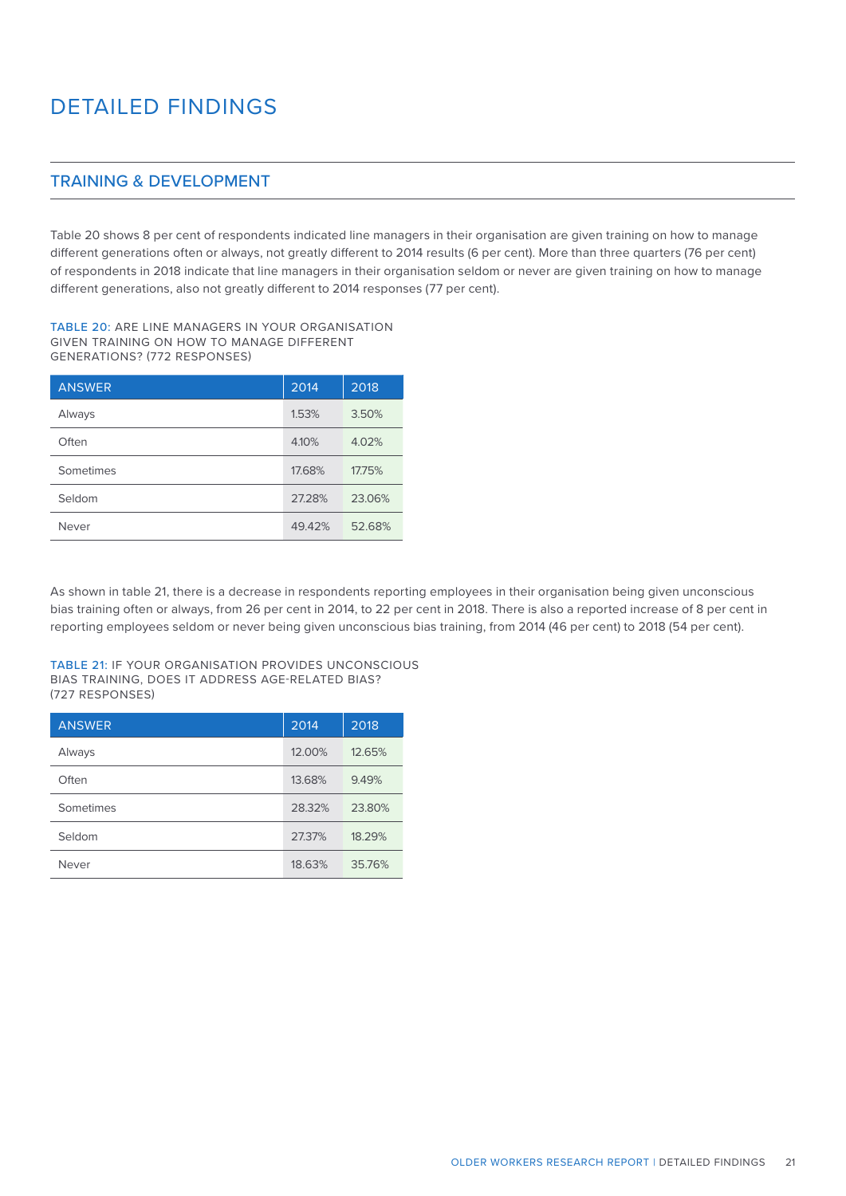# DETAILED FINDINGS

## TRAINING & DEVELOPMENT

Table 20 shows 8 per cent of respondents indicated line managers in their organisation are given training on how to manage different generations often or always, not greatly different to 2014 results (6 per cent). More than three quarters (76 per cent) of respondents in 2018 indicate that line managers in their organisation seldom or never are given training on how to manage different generations, also not greatly different to 2014 responses (77 per cent).

TABLE 20: ARE LINE MANAGERS IN YOUR ORGANISATION GIVEN TRAINING ON HOW TO MANAGE DIFFERENT GENERATIONS? (772 RESPONSES)

| ANSWER | 2014 | 2018 |
|---|---|---|
| Always | 1.53% | 3.50% |
| Often | 4.10% | 4.02% |
| Sometimes | 17.68% | 17.75% |
| Seldom | 27.28% | 23.06% |
| Never | 49.42% | 52.68% |

As shown in table 21, there is a decrease in respondents reporting employees in their organisation being given unconscious bias training often or always, from 26 per cent in 2014, to 22 per cent in 2018. There is also a reported increase of 8 per cent in reporting employees seldom or never being given unconscious bias training, from 2014 (46 per cent) to 2018 (54 per cent).

TABLE 21: IF YOUR ORGANISATION PROVIDES UNCONSCIOUS BIAS TRAINING, DOES IT ADDRESS AGE-RELATED BIAS? (727 RESPONSES)

| ANSWER | 2014 | 2018 |
|---|---|---|
| Always | 12.00% | 12.65% |
| Often | 13.68% | 9.49% |
| Sometimes | 28.32% | 23.80% |
| Seldom | 27.37% | 18.29% |
| Never | 18.63% | 35.76% |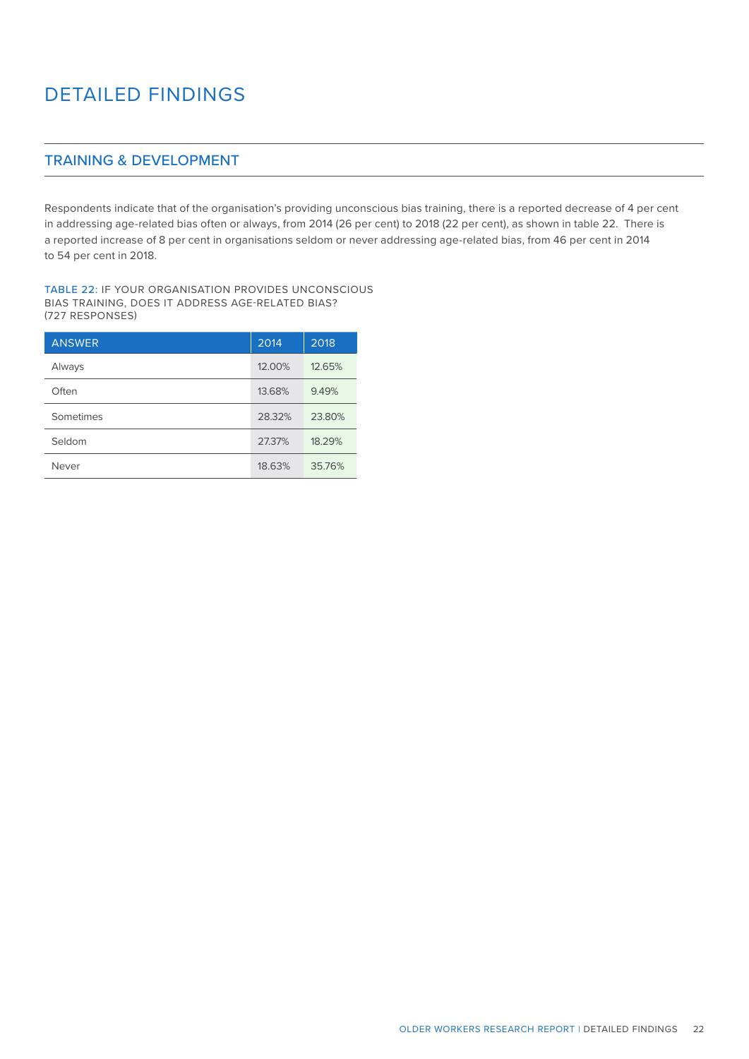# DETAILED FINDINGS

## TRAINING & DEVELOPMENT

Respondents indicate that of the organisation's providing unconscious bias training, there is a reported decrease of 4 per cent in addressing age-related bias often or always, from 2014 (26 per cent) to 2018 (22 per cent), as shown in table 22. There is a reported increase of 8 per cent in organisations seldom or never addressing age-related bias, from 46 per cent in 2014 to 54 per cent in 2018.

TABLE 22: IF YOUR ORGANISATION PROVIDES UNCONSCIOUS BIAS TRAINING, DOES IT ADDRESS AGE-RELATED BIAS? (727 RESPONSES)

| ANSWER | 2014 | 2018 |
| --- | --- | --- |
| Always | 12.00% | 12.65% |
| Often | 13.68% | 9.49% |
| Sometimes | 28.32% | 23.80% |
| Seldom | 27.37% | 18.29% |
| Never | 18.63% | 35.76% |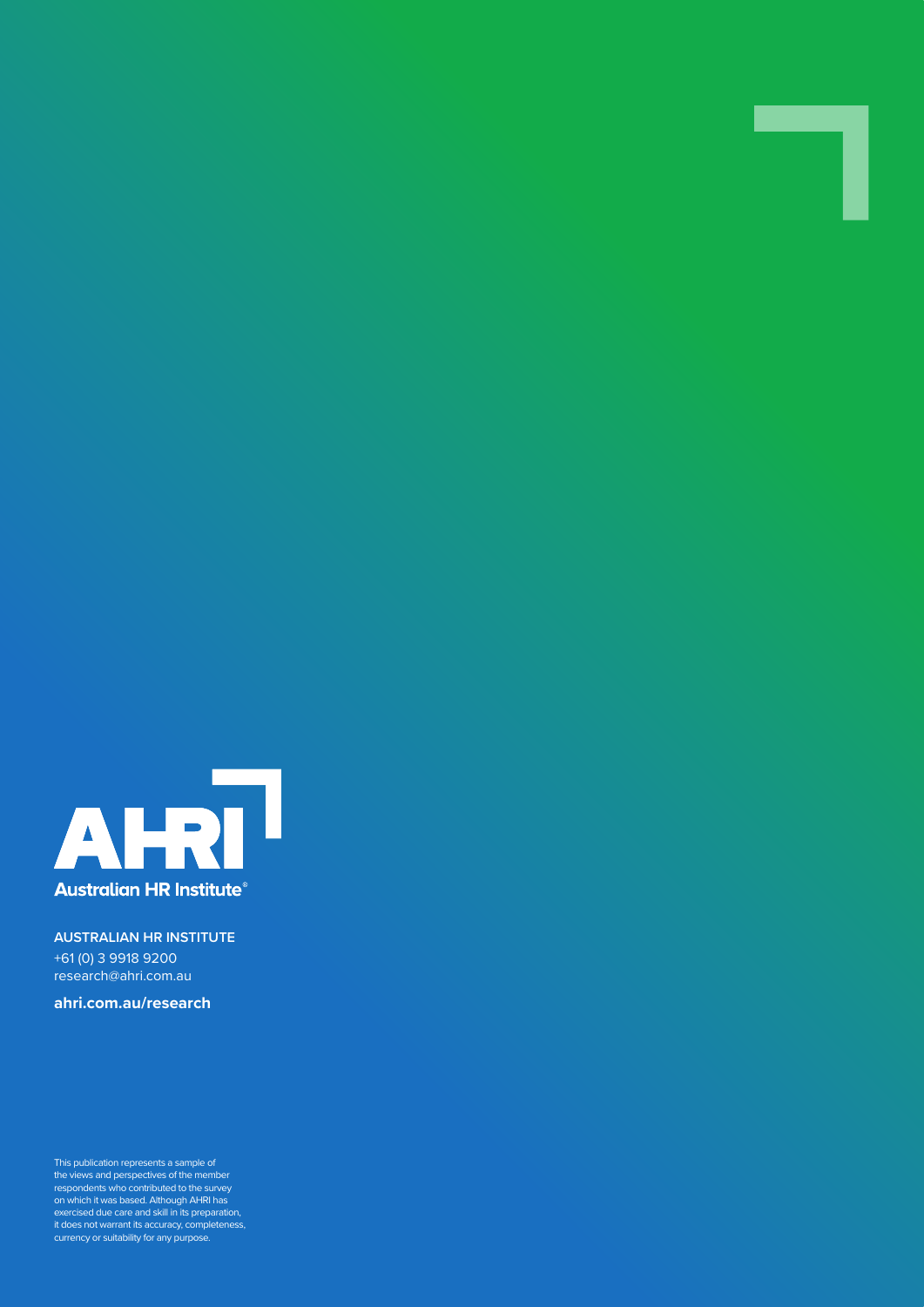AHRI

Australian HR Institute®

**AUSTRALIAN HR INSTITUTE**

+61 (0) 3 9918 9200

research@ahri.com.au

**ahri.com.au/research**

This publication represents a sample of the views and perspectives of the member respondents who contributed to the survey on which it was based. Although AHRI has exercised due care and skill in its preparation, it does not warrant its accuracy, completeness, currency or suitability for any purpose.